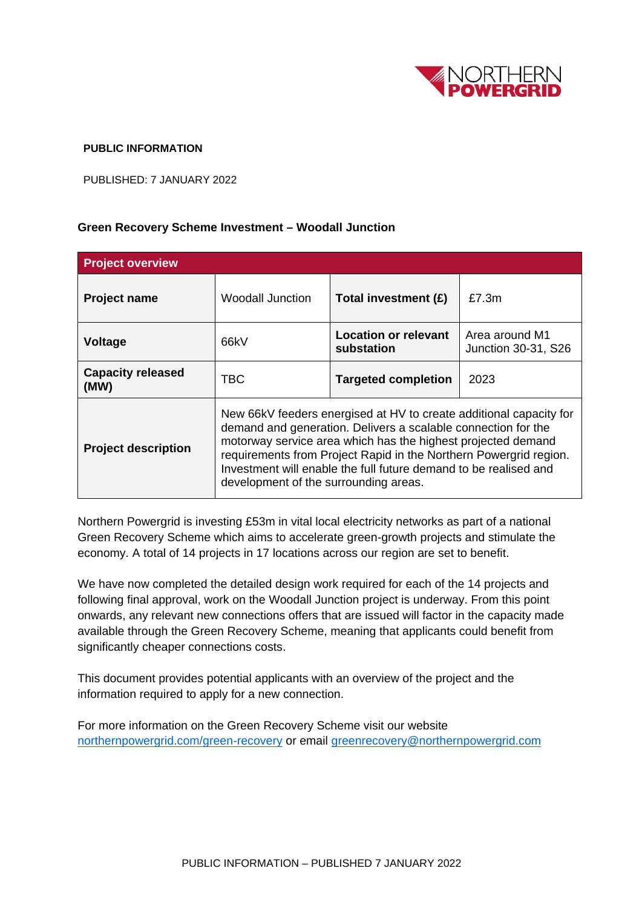**PUBLIC INFORMATION**

PUBLISHED: 7 JANUARY 2022

**Green Recovery Scheme Investment – Woodall Junction**

| **Project overview** | | | |
|---|---|---|---|
| **Project name** | Woodall Junction | **Total investment (£)** | £7.3m |
| **Voltage** | 66kV | **Location or relevant substation** | Area around M1 Junction 30-31, S26 |
| **Capacity released (MW)** | TBC | **Targeted completion** | 2023 |
| **Project description** | New 66kV feeders energised at HV to create additional capacity for demand and generation. Delivers a scalable connection for the motorway service area which has the highest projected demand requirements from Project Rapid in the Northern Powergrid region. Investment will enable the full future demand to be realised and development of the surrounding areas. | | |

Northern Powergrid is investing £53m in vital local electricity networks as part of a national Green Recovery Scheme which aims to accelerate green-growth projects and stimulate the economy. A total of 14 projects in 17 locations across our region are set to benefit.

We have now completed the detailed design work required for each of the 14 projects and following final approval, work on the Woodall Junction project is underway. From this point onwards, any relevant new connections offers that are issued will factor in the capacity made available through the Green Recovery Scheme, meaning that applicants could benefit from significantly cheaper connections costs.

This document provides potential applicants with an overview of the project and the information required to apply for a new connection.

For more information on the Green Recovery Scheme visit our website northernpowergrid.com/green-recovery or email greenrecovery@northernpowergrid.com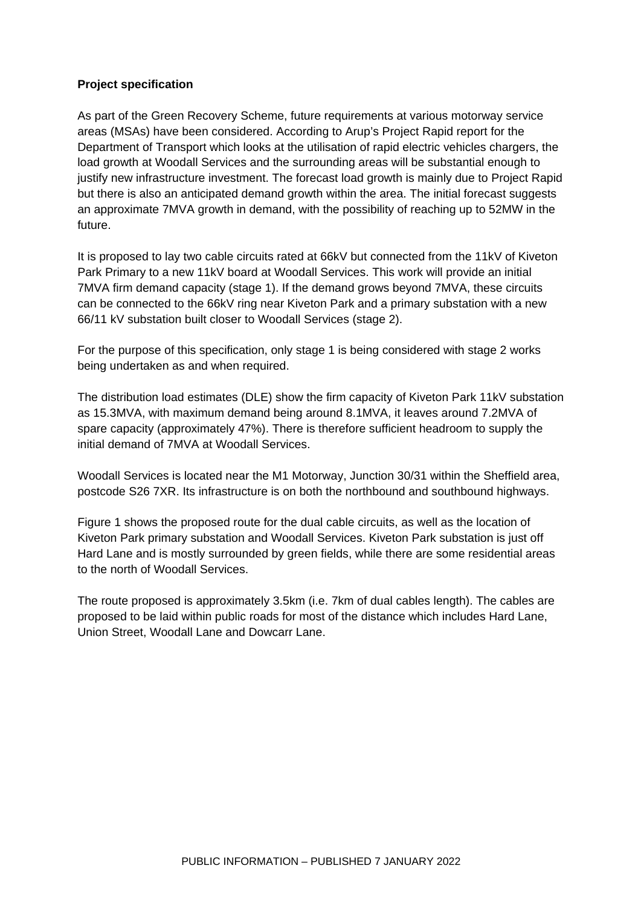**Project specification**

As part of the Green Recovery Scheme, future requirements at various motorway service areas (MSAs) have been considered. According to Arup's Project Rapid report for the Department of Transport which looks at the utilisation of rapid electric vehicles chargers, the load growth at Woodall Services and the surrounding areas will be substantial enough to justify new infrastructure investment. The forecast load growth is mainly due to Project Rapid but there is also an anticipated demand growth within the area. The initial forecast suggests an approximate 7MVA growth in demand, with the possibility of reaching up to 52MW in the future.

It is proposed to lay two cable circuits rated at 66kV but connected from the 11kV of Kiveton Park Primary to a new 11kV board at Woodall Services. This work will provide an initial 7MVA firm demand capacity (stage 1). If the demand grows beyond 7MVA, these circuits can be connected to the 66kV ring near Kiveton Park and a primary substation with a new 66/11 kV substation built closer to Woodall Services (stage 2).

For the purpose of this specification, only stage 1 is being considered with stage 2 works being undertaken as and when required.

The distribution load estimates (DLE) show the firm capacity of Kiveton Park 11kV substation as 15.3MVA, with maximum demand being around 8.1MVA, it leaves around 7.2MVA of spare capacity (approximately 47%). There is therefore sufficient headroom to supply the initial demand of 7MVA at Woodall Services.

Woodall Services is located near the M1 Motorway, Junction 30/31 within the Sheffield area, postcode S26 7XR. Its infrastructure is on both the northbound and southbound highways.

Figure 1 shows the proposed route for the dual cable circuits, as well as the location of Kiveton Park primary substation and Woodall Services. Kiveton Park substation is just off Hard Lane and is mostly surrounded by green fields, while there are some residential areas to the north of Woodall Services.

The route proposed is approximately 3.5km (i.e. 7km of dual cables length). The cables are proposed to be laid within public roads for most of the distance which includes Hard Lane, Union Street, Woodall Lane and Dowcarr Lane.

PUBLIC INFORMATION – PUBLISHED 7 JANUARY 2022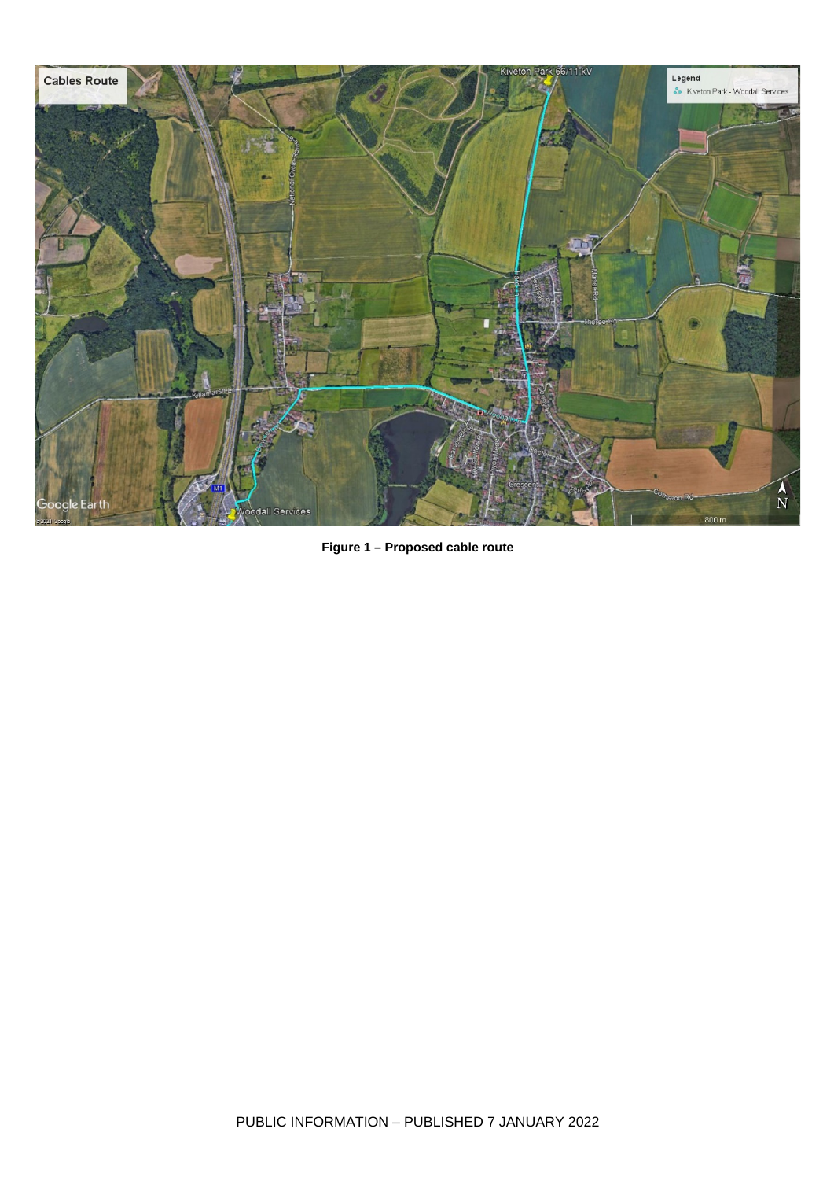Cables Route

Legend

Kiveton Park - Woodall Services

Kiveton Park 66/11 kV

Woodall Services

M1

Killamarsh Ln

Thorpe Rd

Common Rd

Crescent

National Cycle Route 6

Google Earth

800 m

N

**Figure 1 – Proposed cable route**

PUBLIC INFORMATION – PUBLISHED 7 JANUARY 2022